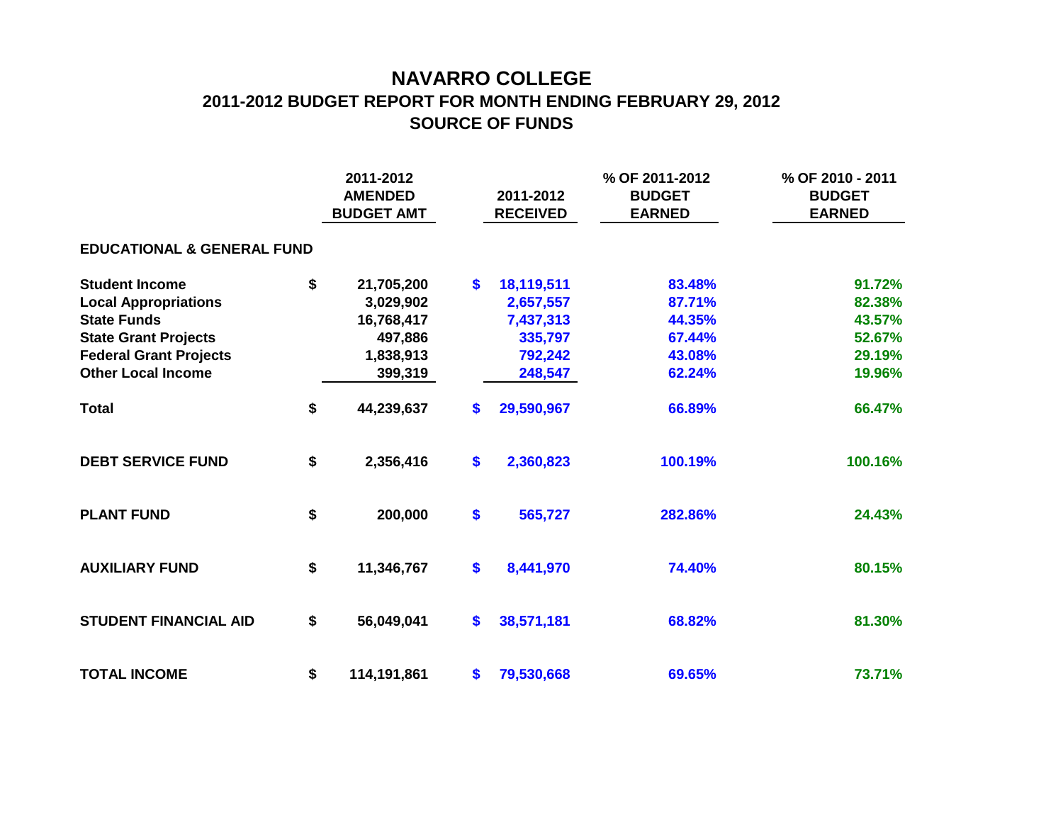# NAVARRO COLLEGE

## 2011-2012 BUDGET REPORT FOR MONTH ENDING FEBRUARY 29, 2012

## SOURCE OF FUNDS

| | 2011-2012 AMENDED BUDGET AMT | 2011-2012 RECEIVED | % OF 2011-2012 BUDGET EARNED | % OF 2010 - 2011 BUDGET EARNED |
|---|---|---|---|---|
| **EDUCATIONAL & GENERAL FUND** | | | | |
| **Student Income** | $ 21,705,200 | $ 18,119,511 | 83.48% | 91.72% |
| **Local Appropriations** | 3,029,902 | 2,657,557 | 87.71% | 82.38% |
| **State Funds** | 16,768,417 | 7,437,313 | 44.35% | 43.57% |
| **State Grant Projects** | 497,886 | 335,797 | 67.44% | 52.67% |
| **Federal Grant Projects** | 1,838,913 | 792,242 | 43.08% | 29.19% |
| **Other Local Income** | 399,319 | 248,547 | 62.24% | 19.96% |
| **Total** | $ 44,239,637 | $ 29,590,967 | 66.89% | 66.47% |
| **DEBT SERVICE FUND** | $ 2,356,416 | $ 2,360,823 | 100.19% | 100.16% |
| **PLANT FUND** | $ 200,000 | $ 565,727 | 282.86% | 24.43% |
| **AUXILIARY FUND** | $ 11,346,767 | $ 8,441,970 | 74.40% | 80.15% |
| **STUDENT FINANCIAL AID** | $ 56,049,041 | $ 38,571,181 | 68.82% | 81.30% |
| **TOTAL INCOME** | $ 114,191,861 | $ 79,530,668 | 69.65% | 73.71% |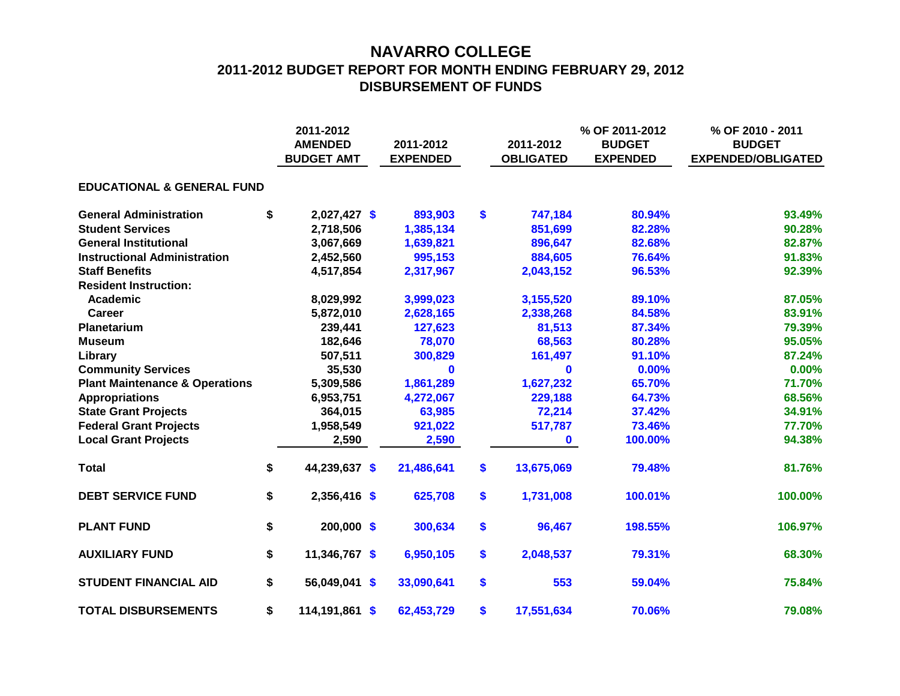# NAVARRO COLLEGE

## 2011-2012 BUDGET REPORT FOR MONTH ENDING FEBRUARY 29, 2012

## DISBURSEMENT OF FUNDS

| | 2011-2012 AMENDED BUDGET AMT | 2011-2012 EXPENDED | 2011-2012 OBLIGATED | % OF 2011-2012 BUDGET EXPENDED | % OF 2010 - 2011 BUDGET EXPENDED/OBLIGATED |
|---|---|---|---|---|---|
| **EDUCATIONAL & GENERAL FUND** | | | | | |
| **General Administration** | $ 2,027,427 | $ 893,903 | $ 747,184 | 80.94% | 93.49% |
| **Student Services** | 2,718,506 | 1,385,134 | 851,699 | 82.28% | 90.28% |
| **General Institutional** | 3,067,669 | 1,639,821 | 896,647 | 82.68% | 82.87% |
| **Instructional Administration** | 2,452,560 | 995,153 | 884,605 | 76.64% | 91.83% |
| **Staff Benefits** | 4,517,854 | 2,317,967 | 2,043,152 | 96.53% | 92.39% |
| **Resident Instruction:** | | | | | |
| **Academic** | 8,029,992 | 3,999,023 | 3,155,520 | 89.10% | 87.05% |
| **Career** | 5,872,010 | 2,628,165 | 2,338,268 | 84.58% | 83.91% |
| **Planetarium** | 239,441 | 127,623 | 81,513 | 87.34% | 79.39% |
| **Museum** | 182,646 | 78,070 | 68,563 | 80.28% | 95.05% |
| **Library** | 507,511 | 300,829 | 161,497 | 91.10% | 87.24% |
| **Community Services** | 35,530 | 0 | 0 | 0.00% | 0.00% |
| **Plant Maintenance & Operations** | 5,309,586 | 1,861,289 | 1,627,232 | 65.70% | 71.70% |
| **Appropriations** | 6,953,751 | 4,272,067 | 229,188 | 64.73% | 68.56% |
| **State Grant Projects** | 364,015 | 63,985 | 72,214 | 37.42% | 34.91% |
| **Federal Grant Projects** | 1,958,549 | 921,022 | 517,787 | 73.46% | 77.70% |
| **Local Grant Projects** | 2,590 | 2,590 | 0 | 100.00% | 94.38% |
| **Total** | $ 44,239,637 | $ 21,486,641 | $ 13,675,069 | 79.48% | 81.76% |
| **DEBT SERVICE FUND** | $ 2,356,416 | $ 625,708 | $ 1,731,008 | 100.01% | 100.00% |
| **PLANT FUND** | $ 200,000 | $ 300,634 | $ 96,467 | 198.55% | 106.97% |
| **AUXILIARY FUND** | $ 11,346,767 | $ 6,950,105 | $ 2,048,537 | 79.31% | 68.30% |
| **STUDENT FINANCIAL AID** | $ 56,049,041 | $ 33,090,641 | $ 553 | 59.04% | 75.84% |
| **TOTAL DISBURSEMENTS** | $ 114,191,861 | $ 62,453,729 | $ 17,551,634 | 70.06% | 79.08% |